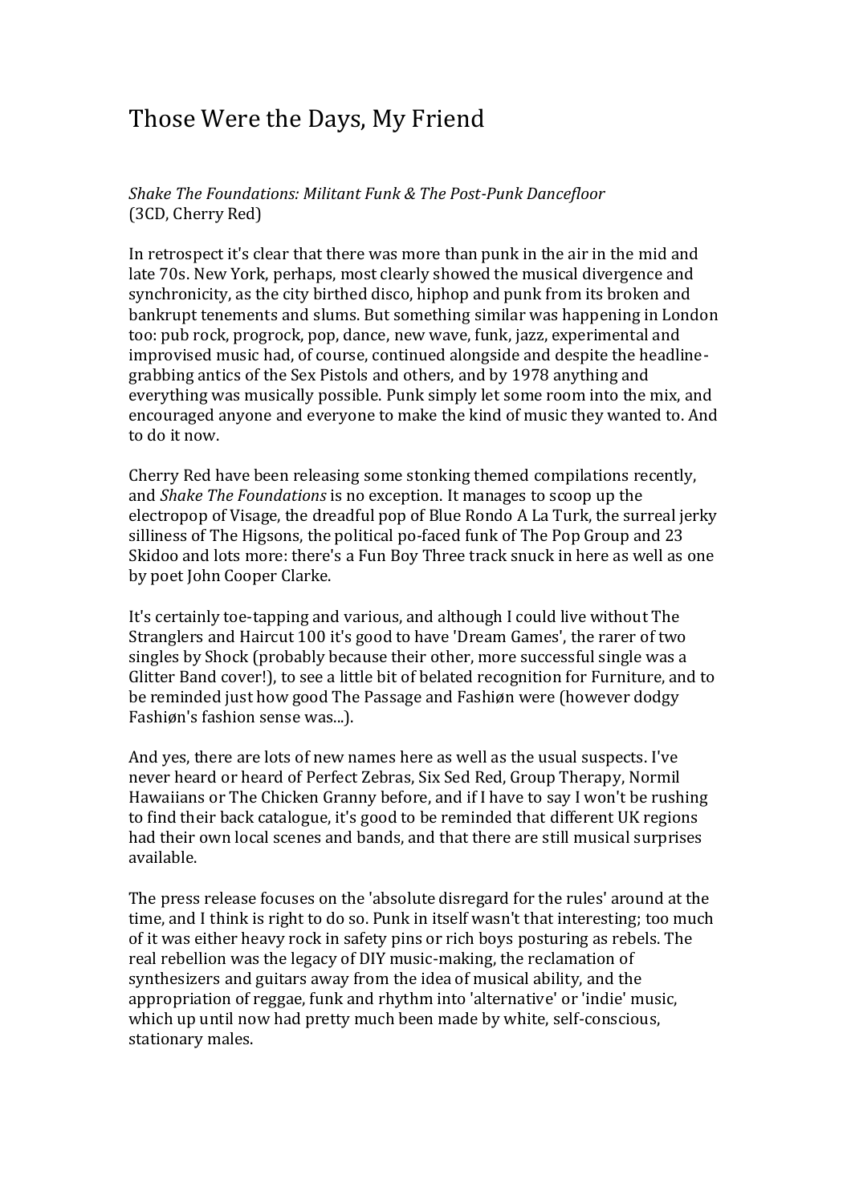# Those Were the Days, My Friend

*Shake The Foundations: Militant Funk & The Post-Punk Dancefloor*
(3CD, Cherry Red)

In retrospect it's clear that there was more than punk in the air in the mid and late 70s. New York, perhaps, most clearly showed the musical divergence and synchronicity, as the city birthed disco, hiphop and punk from its broken and bankrupt tenements and slums. But something similar was happening in London too: pub rock, progrock, pop, dance, new wave, funk, jazz, experimental and improvised music had, of course, continued alongside and despite the headline-grabbing antics of the Sex Pistols and others, and by 1978 anything and everything was musically possible. Punk simply let some room into the mix, and encouraged anyone and everyone to make the kind of music they wanted to. And to do it now.

Cherry Red have been releasing some stonking themed compilations recently, and *Shake The Foundations* is no exception. It manages to scoop up the electropop of Visage, the dreadful pop of Blue Rondo A La Turk, the surreal jerky silliness of The Higsons, the political po-faced funk of The Pop Group and 23 Skidoo and lots more: there's a Fun Boy Three track snuck in here as well as one by poet John Cooper Clarke.

It's certainly toe-tapping and various, and although I could live without The Stranglers and Haircut 100 it's good to have 'Dream Games', the rarer of two singles by Shock (probably because their other, more successful single was a Glitter Band cover!), to see a little bit of belated recognition for Furniture, and to be reminded just how good The Passage and Fashiøn were (however dodgy Fashiøn's fashion sense was...).

And yes, there are lots of new names here as well as the usual suspects. I've never heard or heard of Perfect Zebras, Six Sed Red, Group Therapy, Normil Hawaiians or The Chicken Granny before, and if I have to say I won't be rushing to find their back catalogue, it's good to be reminded that different UK regions had their own local scenes and bands, and that there are still musical surprises available.

The press release focuses on the 'absolute disregard for the rules' around at the time, and I think is right to do so. Punk in itself wasn't that interesting; too much of it was either heavy rock in safety pins or rich boys posturing as rebels. The real rebellion was the legacy of DIY music-making, the reclamation of synthesizers and guitars away from the idea of musical ability, and the appropriation of reggae, funk and rhythm into 'alternative' or 'indie' music, which up until now had pretty much been made by white, self-conscious, stationary males.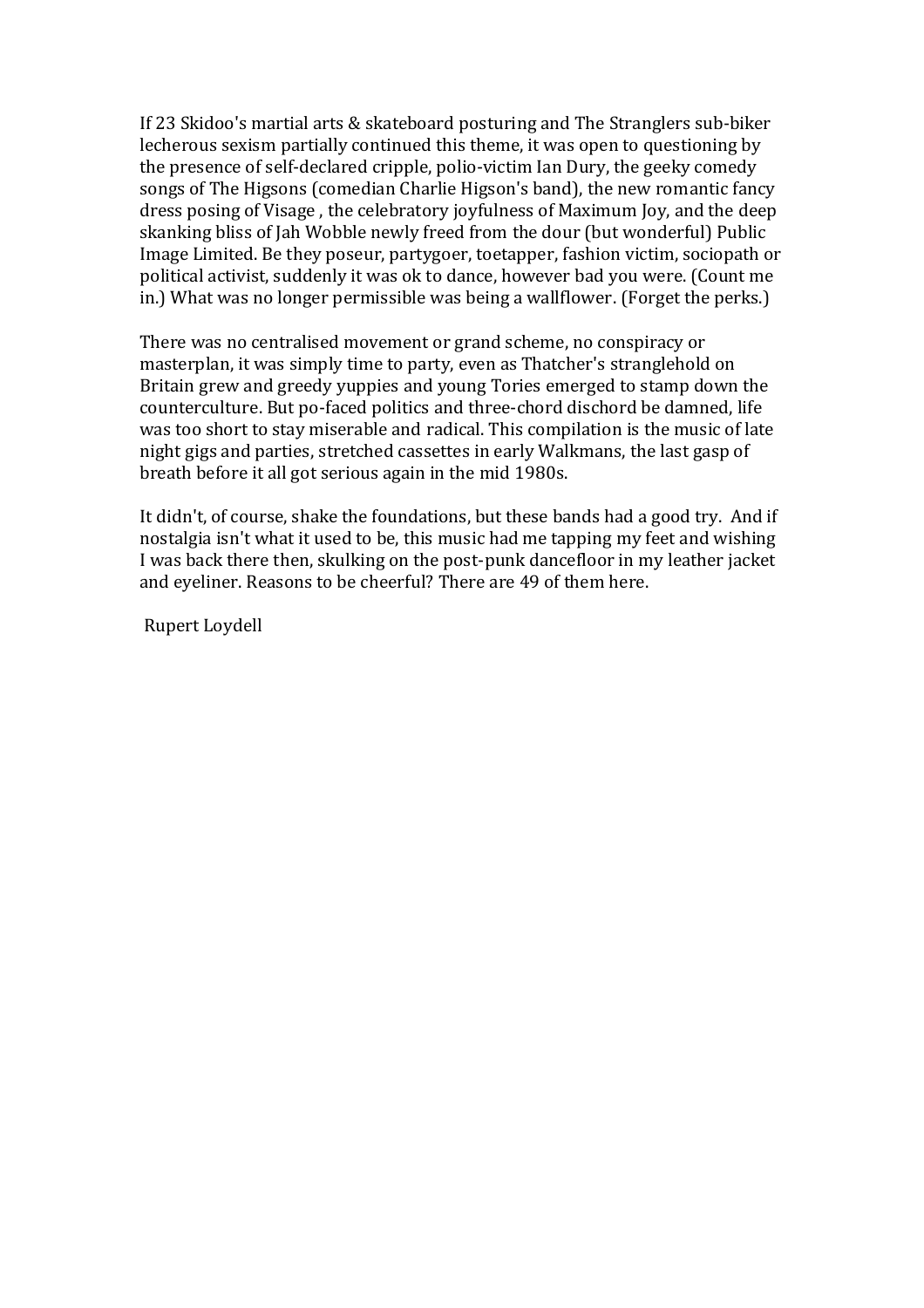If 23 Skidoo's martial arts & skateboard posturing and The Stranglers sub-biker lecherous sexism partially continued this theme, it was open to questioning by the presence of self-declared cripple, polio-victim Ian Dury, the geeky comedy songs of The Higsons (comedian Charlie Higson's band), the new romantic fancy dress posing of Visage , the celebratory joyfulness of Maximum Joy, and the deep skanking bliss of Jah Wobble newly freed from the dour (but wonderful) Public Image Limited. Be they poseur, partygoer, toetapper, fashion victim, sociopath or political activist, suddenly it was ok to dance, however bad you were. (Count me in.) What was no longer permissible was being a wallflower. (Forget the perks.)

There was no centralised movement or grand scheme, no conspiracy or masterplan, it was simply time to party, even as Thatcher's stranglehold on Britain grew and greedy yuppies and young Tories emerged to stamp down the counterculture. But po-faced politics and three-chord dischord be damned, life was too short to stay miserable and radical. This compilation is the music of late night gigs and parties, stretched cassettes in early Walkmans, the last gasp of breath before it all got serious again in the mid 1980s.

It didn't, of course, shake the foundations, but these bands had a good try. And if nostalgia isn't what it used to be, this music had me tapping my feet and wishing I was back there then, skulking on the post-punk dancefloor in my leather jacket and eyeliner. Reasons to be cheerful? There are 49 of them here.

Rupert Loydell